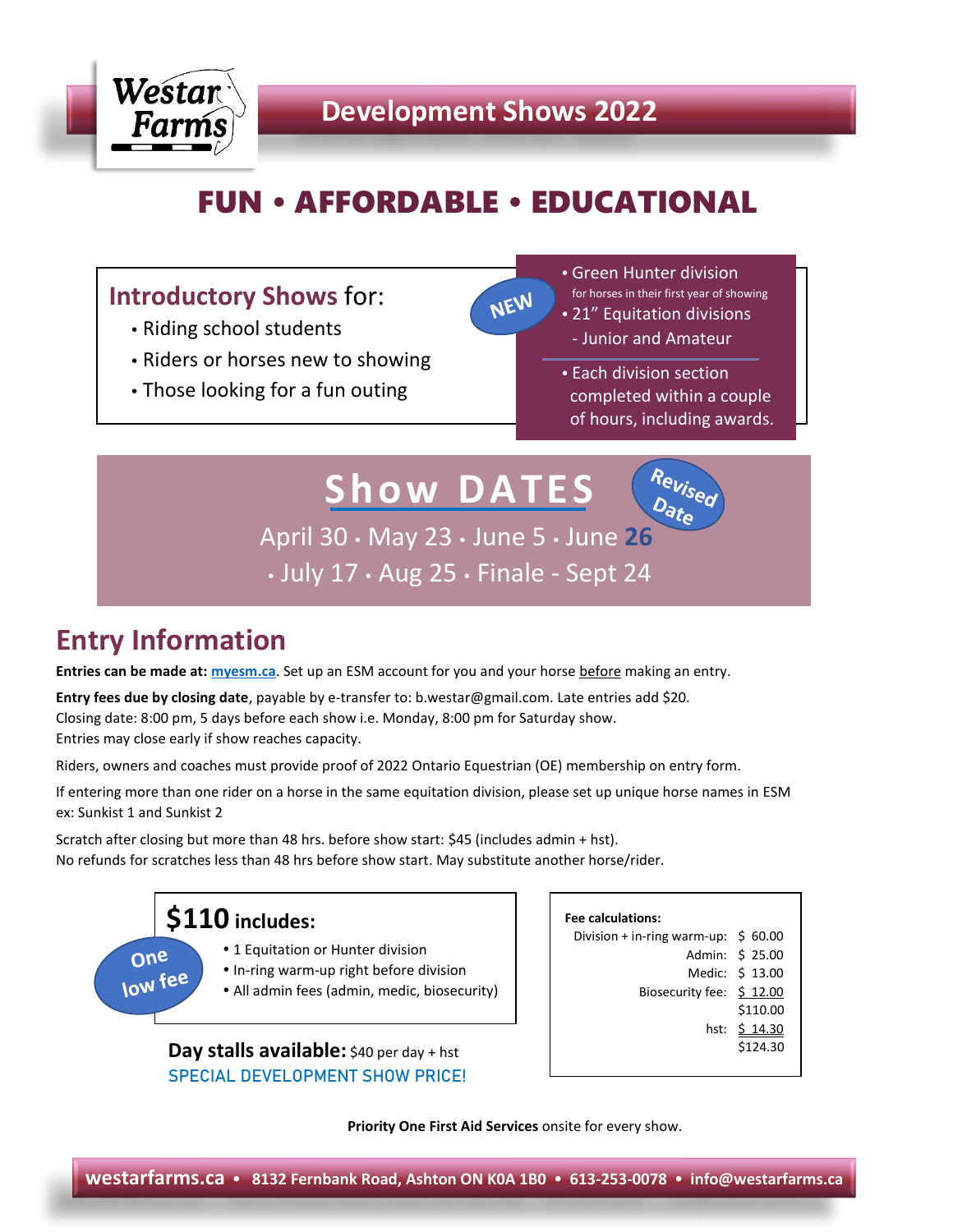Westar Farms

# Development Shows 2022

## FUN • AFFORDABLE • EDUCATIONAL

### Introductory Shows for:

- Riding school students
- Riders or horses new to showing
- Those looking for a fun outing

NEW

- Green Hunter division for horses in their first year of showing
- 21” Equitation divisions
  - Junior and Amateur

- Each division section completed within a couple of hours, including awards.

## Show DATES

Revised Date

April 30 • May 23 • June 5 • June **26** • July 17 • Aug 25 • Finale - Sept 24

## Entry Information

**Entries can be made at: myesm.ca**. Set up an ESM account for you and your horse before making an entry.

**Entry fees due by closing date**, payable by e-transfer to: b.westar@gmail.com. Late entries add $20.
Closing date: 8:00 pm, 5 days before each show i.e. Monday, 8:00 pm for Saturday show.
Entries may close early if show reaches capacity.

Riders, owners and coaches must provide proof of 2022 Ontario Equestrian (OE) membership on entry form.

If entering more than one rider on a horse in the same equitation division, please set up unique horse names in ESM ex: Sunkist 1 and Sunkist 2

Scratch after closing but more than 48 hrs. before show start: $45 (includes admin + hst).
No refunds for scratches less than 48 hrs before show start. May substitute another horse/rider.

### $110 includes:

One low fee

- 1 Equitation or Hunter division
- In-ring warm-up right before division
- All admin fees (admin, medic, biosecurity)

**Day stalls available:** $40 per day + hst
SPECIAL DEVELOPMENT SHOW PRICE!

**Fee calculations:**

| | |
|---|---|
| Division + in-ring warm-up: | $ 60.00 |
| Admin: | $ 25.00 |
| Medic: | $ 13.00 |
| Biosecurity fee: | $ 12.00 |
| | $110.00 |
| hst: | $ 14.30 |
| | $124.30 |

**Priority One First Aid Services** onsite for every show.

**westarfarms.ca • 8132 Fernbank Road, Ashton ON K0A 1B0 • 613-253-0078 • info@westarfarms.ca**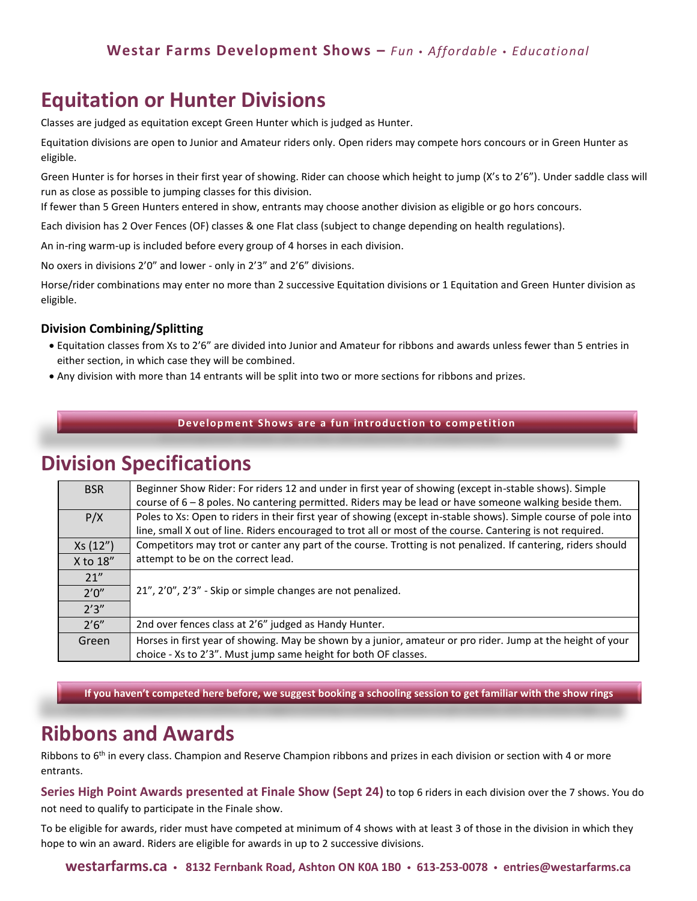## Equitation or Hunter Divisions

Classes are judged as equitation except Green Hunter which is judged as Hunter.

Equitation divisions are open to Junior and Amateur riders only. Open riders may compete hors concours or in Green Hunter as eligible.

Green Hunter is for horses in their first year of showing. Rider can choose which height to jump (X's to 2'6"). Under saddle class will run as close as possible to jumping classes for this division.
If fewer than 5 Green Hunters entered in show, entrants may choose another division as eligible or go hors concours.

Each division has 2 Over Fences (OF) classes & one Flat class (subject to change depending on health regulations).

An in-ring warm-up is included before every group of 4 horses in each division.

No oxers in divisions 2'0" and lower - only in 2'3" and 2'6" divisions.

Horse/rider combinations may enter no more than 2 successive Equitation divisions or 1 Equitation and Green Hunter division as eligible.

### Division Combining/Splitting

- Equitation classes from Xs to 2'6" are divided into Junior and Amateur for ribbons and awards unless fewer than 5 entries in either section, in which case they will be combined.
- Any division with more than 14 entrants will be split into two or more sections for ribbons and prizes.

**Development Shows are a fun introduction to competition**

## Division Specifications

| Division | Specification |
|---|---|
| BSR | Beginner Show Rider: For riders 12 and under in first year of showing (except in-stable shows). Simple course of 6 – 8 poles. No cantering permitted. Riders may be lead or have someone walking beside them. |
| P/X | Poles to Xs: Open to riders in their first year of showing (except in-stable shows). Simple course of pole into line, small X out of line. Riders encouraged to trot all or most of the course. Cantering is not required. |
| Xs (12") | Competitors may trot or canter any part of the course. Trotting is not penalized. If cantering, riders should attempt to be on the correct lead. |
| X to 18" | |
| 21" | 21", 2'0", 2'3" - Skip or simple changes are not penalized. |
| 2'0" | |
| 2'3" | |
| 2'6" | 2nd over fences class at 2'6" judged as Handy Hunter. |
| Green | Horses in first year of showing. May be shown by a junior, amateur or pro rider. Jump at the height of your choice - Xs to 2'3". Must jump same height for both OF classes. |

**If you haven't competed here before, we suggest booking a schooling session to get familiar with the show rings**

## Ribbons and Awards

Ribbons to 6th in every class. Champion and Reserve Champion ribbons and prizes in each division or section with 4 or more entrants.

**Series High Point Awards presented at Finale Show (Sept 24)** to top 6 riders in each division over the 7 shows. You do not need to qualify to participate in the Finale show.

To be eligible for awards, rider must have competed at minimum of 4 shows with at least 3 of those in the division in which they hope to win an award. Riders are eligible for awards in up to 2 successive divisions.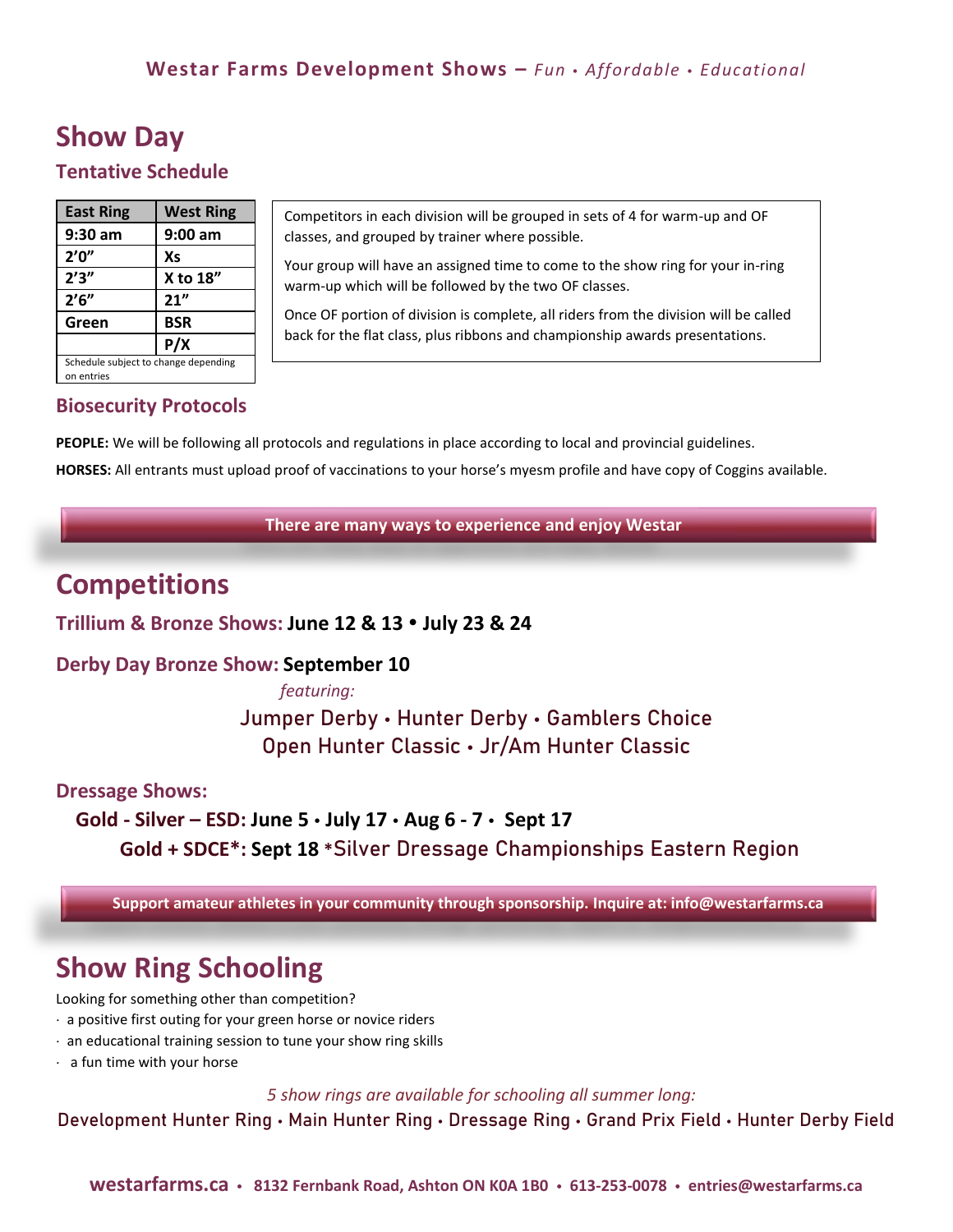**Westar Farms Development Shows –** *Fun • Affordable • Educational*

# Show Day

## Tentative Schedule

| East Ring | West Ring |
|---|---|
| 9:30 am | 9:00 am |
| 2'0" | Xs |
| 2'3" | X to 18" |
| 2'6" | 21" |
| Green | BSR |
| | P/X |

Schedule subject to change depending on entries

Competitors in each division will be grouped in sets of 4 for warm-up and OF classes, and grouped by trainer where possible.

Your group will have an assigned time to come to the show ring for your in-ring warm-up which will be followed by the two OF classes.

Once OF portion of division is complete, all riders from the division will be called back for the flat class, plus ribbons and championship awards presentations.

## Biosecurity Protocols

**PEOPLE:** We will be following all protocols and regulations in place according to local and provincial guidelines.

**HORSES:** All entrants must upload proof of vaccinations to your horse's myesm profile and have copy of Coggins available.

**There are many ways to experience and enjoy Westar**

# Competitions

**Trillium & Bronze Shows: June 12 & 13 • July 23 & 24**

**Derby Day Bronze Show: September 10**

*featuring:*

Jumper Derby • Hunter Derby • Gamblers Choice
Open Hunter Classic • Jr/Am Hunter Classic

**Dressage Shows:**

**Gold - Silver – ESD: June 5 • July 17 • Aug 6 - 7 • Sept 17**

**Gold + SDCE*: Sept 18** *Silver Dressage Championships Eastern Region

**Support amateur athletes in your community through sponsorship. Inquire at: info@westarfarms.ca**

# Show Ring Schooling

Looking for something other than competition?

- a positive first outing for your green horse or novice riders
- an educational training session to tune your show ring skills
- a fun time with your horse

*5 show rings are available for schooling all summer long:*

Development Hunter Ring • Main Hunter Ring • Dressage Ring • Grand Prix Field • Hunter Derby Field

**westarfarms.ca • 8132 Fernbank Road, Ashton ON K0A 1B0 • 613-253-0078 • entries@westarfarms.ca**